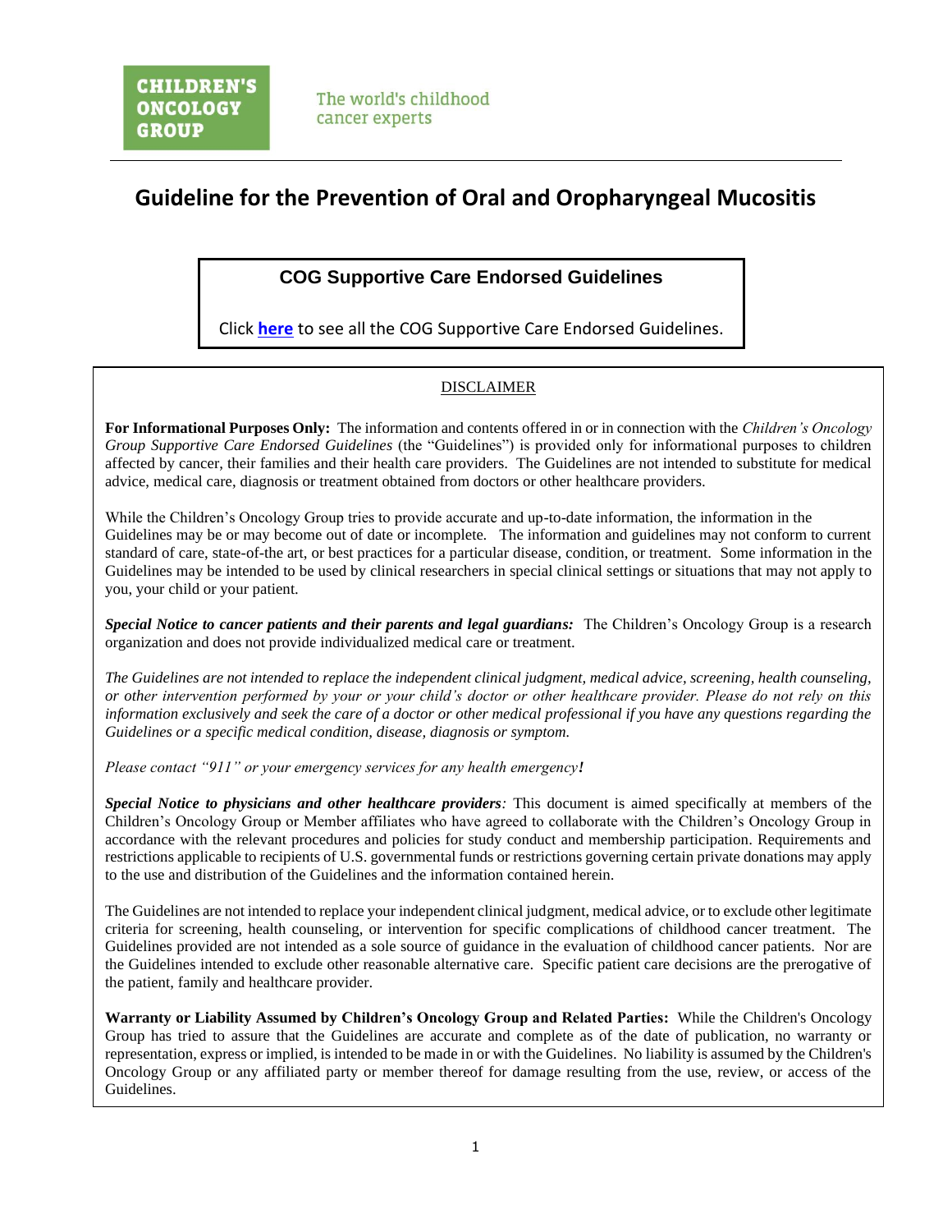CHILDREN'S ONCOLOGY GROUP

The world's childhood cancer experts

# Guideline for the Prevention of Oral and Oropharyngeal Mucositis

**COG Supportive Care Endorsed Guidelines**

Click **here** to see all the COG Supportive Care Endorsed Guidelines.

DISCLAIMER

**For Informational Purposes Only:** The information and contents offered in or in connection with the *Children's Oncology Group Supportive Care Endorsed Guidelines* (the "Guidelines") is provided only for informational purposes to children affected by cancer, their families and their health care providers. The Guidelines are not intended to substitute for medical advice, medical care, diagnosis or treatment obtained from doctors or other healthcare providers.

While the Children's Oncology Group tries to provide accurate and up-to-date information, the information in the Guidelines may be or may become out of date or incomplete. The information and guidelines may not conform to current standard of care, state-of-the art, or best practices for a particular disease, condition, or treatment. Some information in the Guidelines may be intended to be used by clinical researchers in special clinical settings or situations that may not apply to you, your child or your patient.

***Special Notice to cancer patients and their parents and legal guardians:*** The Children's Oncology Group is a research organization and does not provide individualized medical care or treatment.

*The Guidelines are not intended to replace the independent clinical judgment, medical advice, screening, health counseling, or other intervention performed by your or your child's doctor or other healthcare provider. Please do not rely on this information exclusively and seek the care of a doctor or other medical professional if you have any questions regarding the Guidelines or a specific medical condition, disease, diagnosis or symptom.*

*Please contact "911" or your emergency services for any health emergency!*

***Special Notice to physicians and other healthcare providers****:* This document is aimed specifically at members of the Children's Oncology Group or Member affiliates who have agreed to collaborate with the Children's Oncology Group in accordance with the relevant procedures and policies for study conduct and membership participation. Requirements and restrictions applicable to recipients of U.S. governmental funds or restrictions governing certain private donations may apply to the use and distribution of the Guidelines and the information contained herein.

The Guidelines are not intended to replace your independent clinical judgment, medical advice, or to exclude other legitimate criteria for screening, health counseling, or intervention for specific complications of childhood cancer treatment. The Guidelines provided are not intended as a sole source of guidance in the evaluation of childhood cancer patients. Nor are the Guidelines intended to exclude other reasonable alternative care. Specific patient care decisions are the prerogative of the patient, family and healthcare provider.

**Warranty or Liability Assumed by Children's Oncology Group and Related Parties:** While the Children's Oncology Group has tried to assure that the Guidelines are accurate and complete as of the date of publication, no warranty or representation, express or implied, is intended to be made in or with the Guidelines. No liability is assumed by the Children's Oncology Group or any affiliated party or member thereof for damage resulting from the use, review, or access of the Guidelines.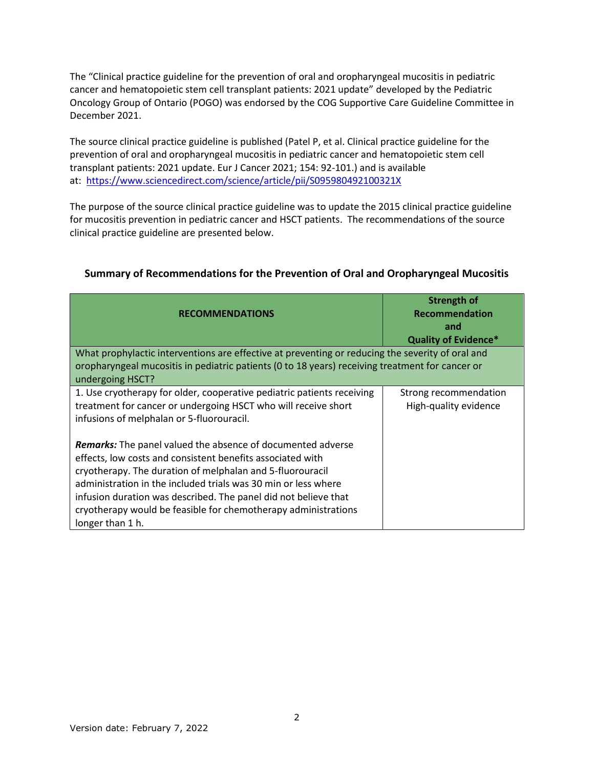The "Clinical practice guideline for the prevention of oral and oropharyngeal mucositis in pediatric cancer and hematopoietic stem cell transplant patients: 2021 update" developed by the Pediatric Oncology Group of Ontario (POGO) was endorsed by the COG Supportive Care Guideline Committee in December 2021.

The source clinical practice guideline is published (Patel P, et al. Clinical practice guideline for the prevention of oral and oropharyngeal mucositis in pediatric cancer and hematopoietic stem cell transplant patients: 2021 update. Eur J Cancer 2021; 154: 92-101.) and is available at: https://www.sciencedirect.com/science/article/pii/S095980492100321X

The purpose of the source clinical practice guideline was to update the 2015 clinical practice guideline for mucositis prevention in pediatric cancer and HSCT patients. The recommendations of the source clinical practice guideline are presented below.

## Summary of Recommendations for the Prevention of Oral and Oropharyngeal Mucositis

| RECOMMENDATIONS | Strength of Recommendation and Quality of Evidence* |
|---|---|
| What prophylactic interventions are effective at preventing or reducing the severity of oral and oropharyngeal mucositis in pediatric patients (0 to 18 years) receiving treatment for cancer or undergoing HSCT? | |
| 1. Use cryotherapy for older, cooperative pediatric patients receiving treatment for cancer or undergoing HSCT who will receive short infusions of melphalan or 5-fluorouracil.<br><br>***Remarks:*** The panel valued the absence of documented adverse effects, low costs and consistent benefits associated with cryotherapy. The duration of melphalan and 5-fluorouracil administration in the included trials was 30 min or less where infusion duration was described. The panel did not believe that cryotherapy would be feasible for chemotherapy administrations longer than 1 h. | Strong recommendation<br>High-quality evidence |

Version date: February 7, 2022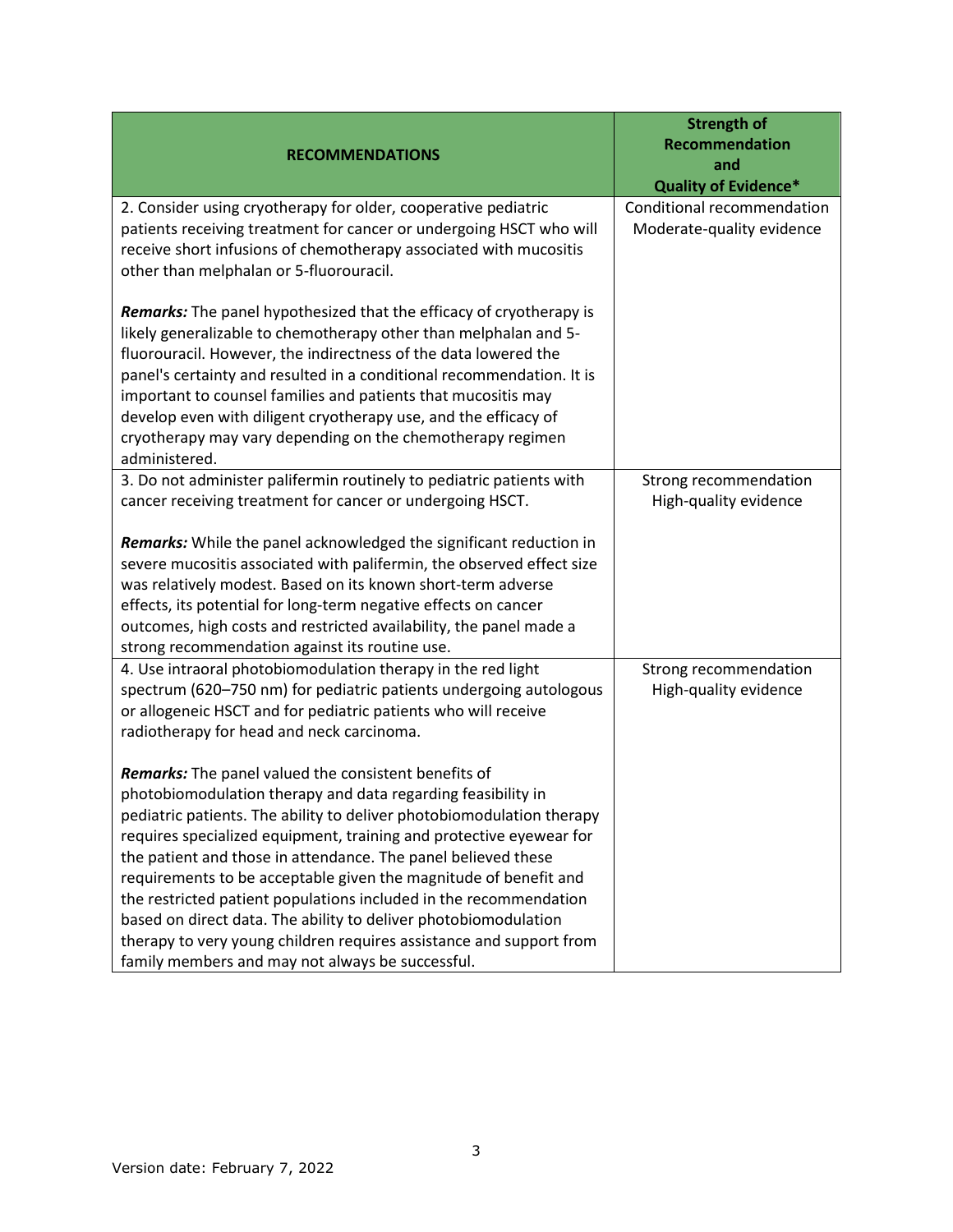| RECOMMENDATIONS | Strength of Recommendation and Quality of Evidence* |
| --- | --- |
| 2. Consider using cryotherapy for older, cooperative pediatric patients receiving treatment for cancer or undergoing HSCT who will receive short infusions of chemotherapy associated with mucositis other than melphalan or 5-fluorouracil.<br><br>***Remarks:*** The panel hypothesized that the efficacy of cryotherapy is likely generalizable to chemotherapy other than melphalan and 5-fluorouracil. However, the indirectness of the data lowered the panel's certainty and resulted in a conditional recommendation. It is important to counsel families and patients that mucositis may develop even with diligent cryotherapy use, and the efficacy of cryotherapy may vary depending on the chemotherapy regimen administered. | Conditional recommendation<br>Moderate-quality evidence |
| 3. Do not administer palifermin routinely to pediatric patients with cancer receiving treatment for cancer or undergoing HSCT.<br><br>***Remarks:*** While the panel acknowledged the significant reduction in severe mucositis associated with palifermin, the observed effect size was relatively modest. Based on its known short-term adverse effects, its potential for long-term negative effects on cancer outcomes, high costs and restricted availability, the panel made a strong recommendation against its routine use. | Strong recommendation<br>High-quality evidence |
| 4. Use intraoral photobiomodulation therapy in the red light spectrum (620–750 nm) for pediatric patients undergoing autologous or allogeneic HSCT and for pediatric patients who will receive radiotherapy for head and neck carcinoma.<br><br>***Remarks:*** The panel valued the consistent benefits of photobiomodulation therapy and data regarding feasibility in pediatric patients. The ability to deliver photobiomodulation therapy requires specialized equipment, training and protective eyewear for the patient and those in attendance. The panel believed these requirements to be acceptable given the magnitude of benefit and the restricted patient populations included in the recommendation based on direct data. The ability to deliver photobiomodulation therapy to very young children requires assistance and support from family members and may not always be successful. | Strong recommendation<br>High-quality evidence |

Version date: February 7, 2022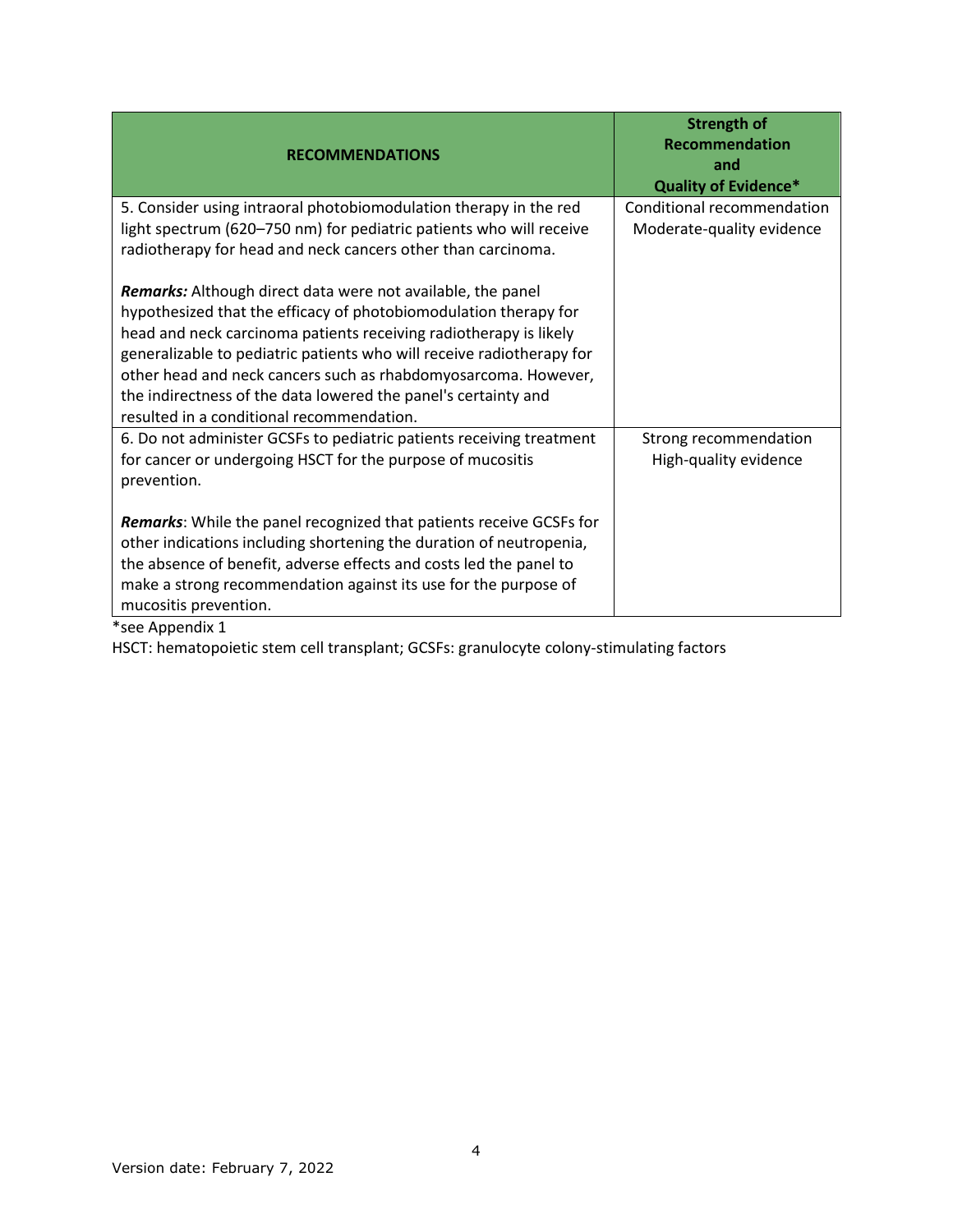| RECOMMENDATIONS | Strength of Recommendation and Quality of Evidence* |
|---|---|
| 5. Consider using intraoral photobiomodulation therapy in the red light spectrum (620–750 nm) for pediatric patients who will receive radiotherapy for head and neck cancers other than carcinoma.<br><br>***Remarks:*** Although direct data were not available, the panel hypothesized that the efficacy of photobiomodulation therapy for head and neck carcinoma patients receiving radiotherapy is likely generalizable to pediatric patients who will receive radiotherapy for other head and neck cancers such as rhabdomyosarcoma. However, the indirectness of the data lowered the panel's certainty and resulted in a conditional recommendation. | Conditional recommendation<br>Moderate-quality evidence |
| 6. Do not administer GCSFs to pediatric patients receiving treatment for cancer or undergoing HSCT for the purpose of mucositis prevention.<br><br>***Remarks***: While the panel recognized that patients receive GCSFs for other indications including shortening the duration of neutropenia, the absence of benefit, adverse effects and costs led the panel to make a strong recommendation against its use for the purpose of mucositis prevention. | Strong recommendation<br>High-quality evidence |

*see Appendix 1

HSCT: hematopoietic stem cell transplant; GCSFs: granulocyte colony-stimulating factors

Version date: February 7, 2022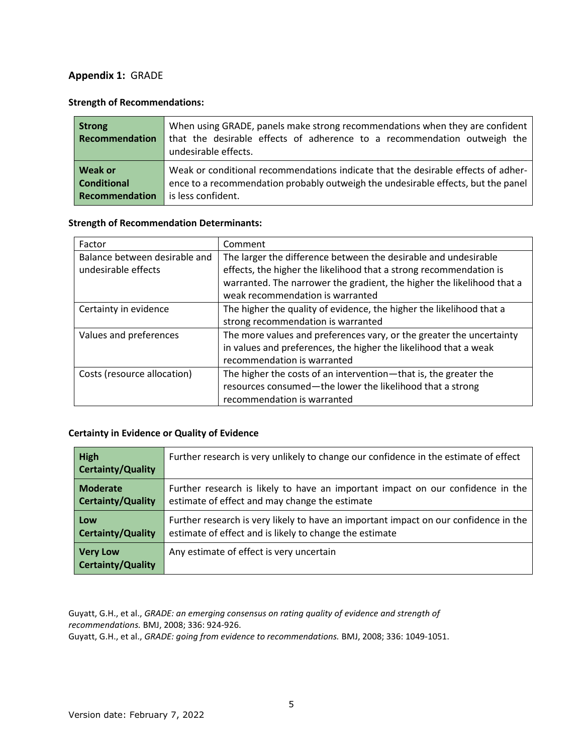## **Appendix 1:** GRADE

### Strength of Recommendations:

| | |
|---|---|
| **Strong Recommendation** | When using GRADE, panels make strong recommendations when they are confident that the desirable effects of adherence to a recommendation outweigh the undesirable effects. |
| **Weak or Conditional Recommendation** | Weak or conditional recommendations indicate that the desirable effects of adherence to a recommendation probably outweigh the undesirable effects, but the panel is less confident. |

### Strength of Recommendation Determinants:

| Factor | Comment |
|---|---|
| Balance between desirable and undesirable effects | The larger the difference between the desirable and undesirable effects, the higher the likelihood that a strong recommendation is warranted. The narrower the gradient, the higher the likelihood that a weak recommendation is warranted |
| Certainty in evidence | The higher the quality of evidence, the higher the likelihood that a strong recommendation is warranted |
| Values and preferences | The more values and preferences vary, or the greater the uncertainty in values and preferences, the higher the likelihood that a weak recommendation is warranted |
| Costs (resource allocation) | The higher the costs of an intervention—that is, the greater the resources consumed—the lower the likelihood that a strong recommendation is warranted |

### Certainty in Evidence or Quality of Evidence

| | |
|---|---|
| **High Certainty/Quality** | Further research is very unlikely to change our confidence in the estimate of effect |
| **Moderate Certainty/Quality** | Further research is likely to have an important impact on our confidence in the estimate of effect and may change the estimate |
| **Low Certainty/Quality** | Further research is very likely to have an important impact on our confidence in the estimate of effect and is likely to change the estimate |
| **Very Low Certainty/Quality** | Any estimate of effect is very uncertain |

Guyatt, G.H., et al., *GRADE: an emerging consensus on rating quality of evidence and strength of recommendations.* BMJ, 2008; 336: 924-926.
Guyatt, G.H., et al., *GRADE: going from evidence to recommendations.* BMJ, 2008; 336: 1049-1051.

Version date: February 7, 2022